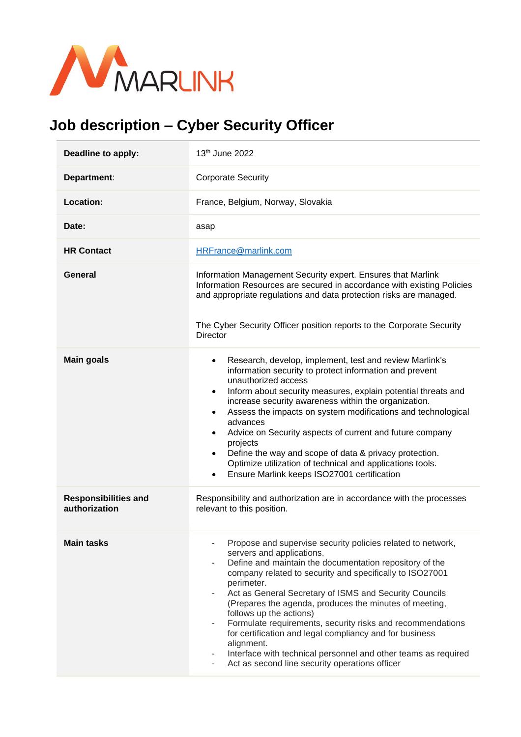# Job description – Cyber Security Officer

| | |
|---|---|
| **Deadline to apply:** | 13th June 2022 |
| **Department**: | Corporate Security |
| **Location:** | France, Belgium, Norway, Slovakia |
| **Date:** | asap |
| **HR Contact** | HRFrance@marlink.com |
| **General** | Information Management Security expert. Ensures that Marlink Information Resources are secured in accordance with existing Policies and appropriate regulations and data protection risks are managed.<br><br>The Cyber Security Officer position reports to the Corporate Security Director |
| **Main goals** | • Research, develop, implement, test and review Marlink's information security to protect information and prevent unauthorized access<br>• Inform about security measures, explain potential threats and increase security awareness within the organization.<br>• Assess the impacts on system modifications and technological advances<br>• Advice on Security aspects of current and future company projects<br>• Define the way and scope of data & privacy protection. Optimize utilization of technical and applications tools.<br>• Ensure Marlink keeps ISO27001 certification |
| **Responsibilities and authorization** | Responsibility and authorization are in accordance with the processes relevant to this position. |
| **Main tasks** | - Propose and supervise security policies related to network, servers and applications.<br>- Define and maintain the documentation repository of the company related to security and specifically to ISO27001 perimeter.<br>- Act as General Secretary of ISMS and Security Councils (Prepares the agenda, produces the minutes of meeting, follows up the actions)<br>- Formulate requirements, security risks and recommendations for certification and legal compliancy and for business alignment.<br>- Interface with technical personnel and other teams as required<br>- Act as second line security operations officer |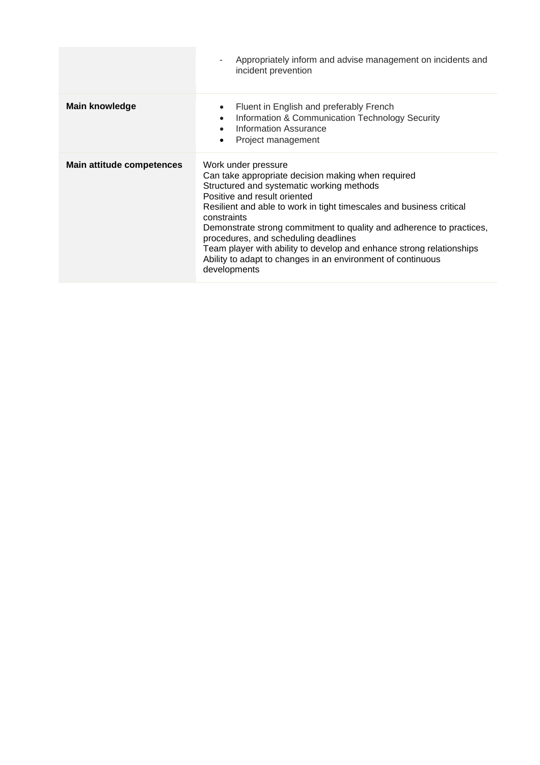| | |
|---|---|
| | - Appropriately inform and advise management on incidents and incident prevention |
| **Main knowledge** | • Fluent in English and preferably French<br>• Information & Communication Technology Security<br>• Information Assurance<br>• Project management |
| **Main attitude competences** | Work under pressure<br>Can take appropriate decision making when required<br>Structured and systematic working methods<br>Positive and result oriented<br>Resilient and able to work in tight timescales and business critical constraints<br>Demonstrate strong commitment to quality and adherence to practices, procedures, and scheduling deadlines<br>Team player with ability to develop and enhance strong relationships<br>Ability to adapt to changes in an environment of continuous developments |